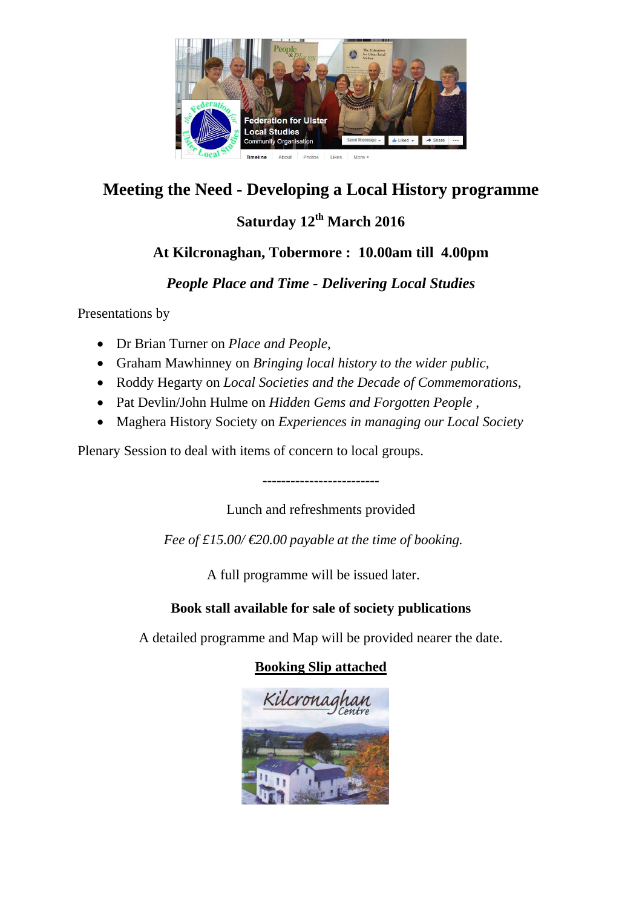# Meeting the Need - Developing a Local History programme

### Saturday 12th March 2016

### At Kilcronaghan, Tobermore : 10.00am till 4.00pm

### *People Place and Time - Delivering Local Studies*

Presentations by

- Dr Brian Turner on *Place and People*,
- Graham Mawhinney on *Bringing local history to the wider public,*
- Roddy Hegarty on *Local Societies and the Decade of Commemorations*,
- Pat Devlin/John Hulme on *Hidden Gems and Forgotten People* ,
- Maghera History Society on *Experiences in managing our Local Society*

Plenary Session to deal with items of concern to local groups.

-------------------------

Lunch and refreshments provided

*Fee of £15.00/ €20.00 payable at the time of booking.*

A full programme will be issued later.

**Book stall available for sale of society publications**

A detailed programme and Map will be provided nearer the date.

**Booking Slip attached**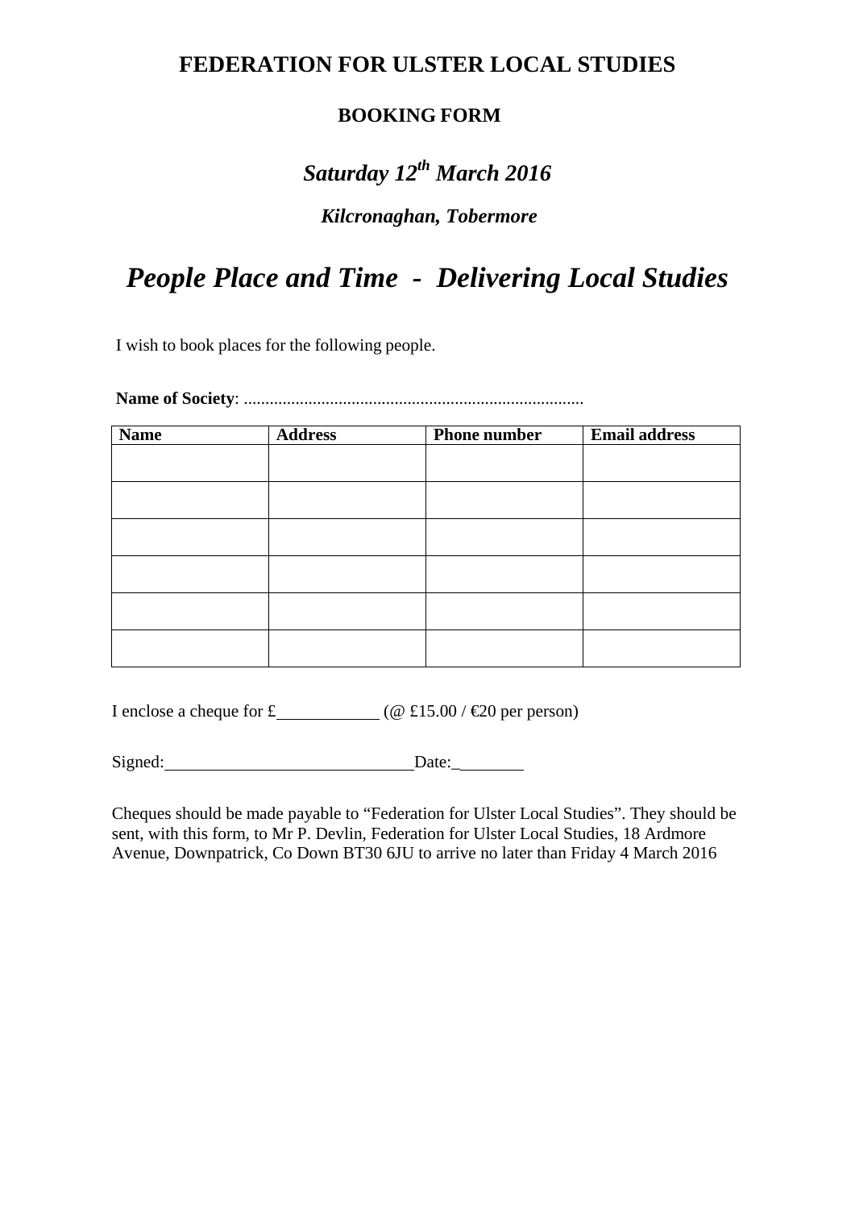# FEDERATION FOR ULSTER LOCAL STUDIES

## BOOKING FORM

***Saturday 12th March 2016***

***Kilcronaghan, Tobermore***

# *People Place and Time - Delivering Local Studies*

I wish to book places for the following people.

**Name of Society**: ..............................................................................

| Name | Address | Phone number | Email address |
|---|---|---|---|
| | | | |
| | | | |
| | | | |
| | | | |
| | | | |
| | | | |

I enclose a cheque for £____________ (@ £15.00 / €20 per person)

Signed:____________________________Date:________

Cheques should be made payable to "Federation for Ulster Local Studies". They should be sent, with this form, to Mr P. Devlin, Federation for Ulster Local Studies, 18 Ardmore Avenue, Downpatrick, Co Down BT30 6JU to arrive no later than Friday 4 March 2016